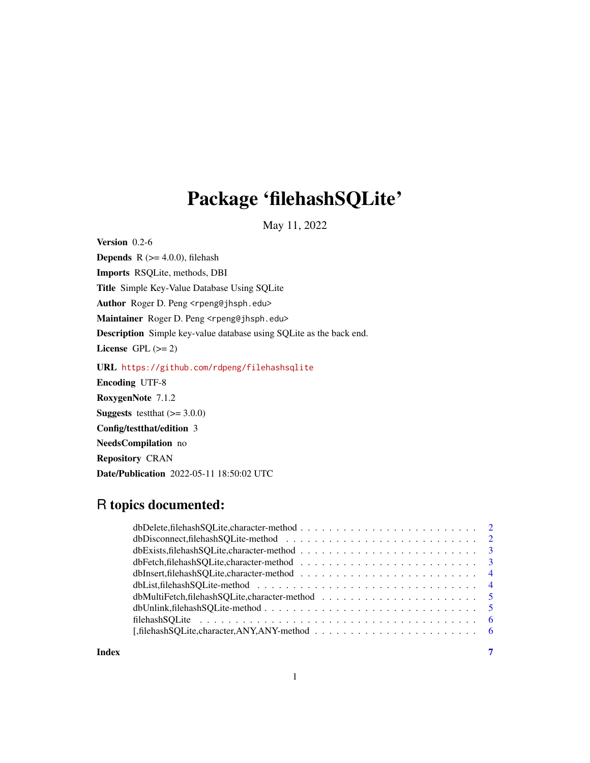# Package 'filehashSQLite'

May 11, 2022

**Version** 0.2-6

**Depends** R (>= 4.0.0), filehash

**Imports** RSQLite, methods, DBI

**Title** Simple Key-Value Database Using SQLite

**Author** Roger D. Peng <rpeng@jhsph.edu>

**Maintainer** Roger D. Peng <rpeng@jhsph.edu>

**Description** Simple key-value database using SQLite as the back end.

**License** GPL (>= 2)

**URL** https://github.com/rdpeng/filehashsqlite

**Encoding** UTF-8

**RoxygenNote** 7.1.2

**Suggests** testthat (>= 3.0.0)

**Config/testthat/edition** 3

**NeedsCompilation** no

**Repository** CRAN

**Date/Publication** 2022-05-11 18:50:02 UTC

## R topics documented:

- dbDelete,filehashSQLite,character-method . . . . . . . . . . 2
- dbDisconnect,filehashSQLite-method . . . . . . . . . . 2
- dbExists,filehashSQLite,character-method . . . . . . . . . . 3
- dbFetch,filehashSQLite,character-method . . . . . . . . . . 3
- dbInsert,filehashSQLite,character-method . . . . . . . . . . 4
- dbList,filehashSQLite-method . . . . . . . . . . 4
- dbMultiFetch,filehashSQLite,character-method . . . . . . . . . . 5
- dbUnlink,filehashSQLite-method . . . . . . . . . . 5
- filehashSQLite . . . . . . . . . . 6
- [,filehashSQLite,character,ANY,ANY-method . . . . . . . . . . 6

**Index** 7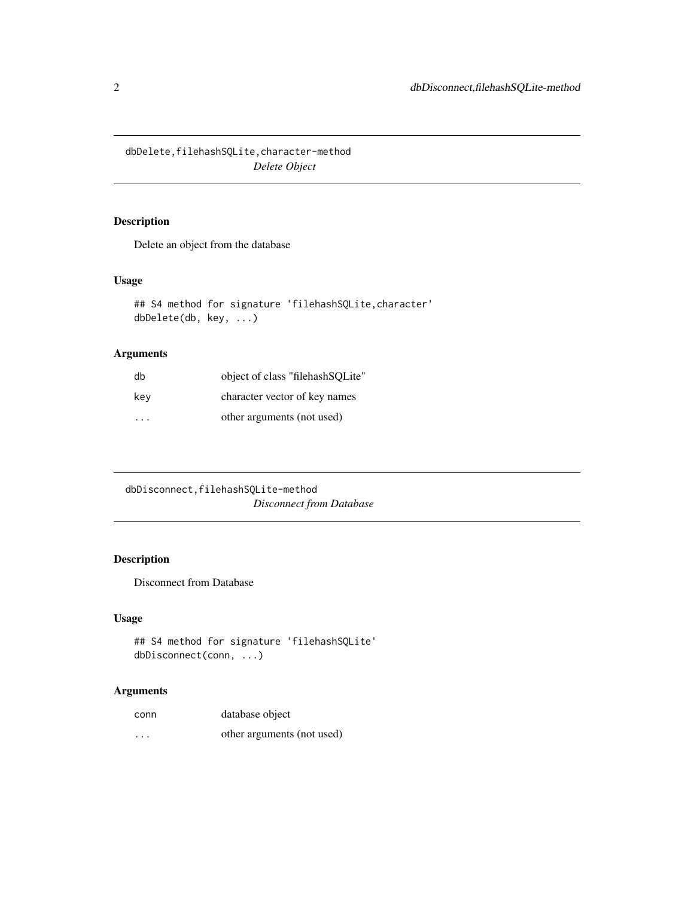## dbDelete,filehashSQLite,character-method

*Delete Object*

### Description

Delete an object from the database

### Usage

```
## S4 method for signature 'filehashSQLite,character'
dbDelete(db, key, ...)
```

### Arguments

| | |
|---|---|
| `db` | object of class "filehashSQLite" |
| `key` | character vector of key names |
| `...` | other arguments (not used) |

## dbDisconnect,filehashSQLite-method

*Disconnect from Database*

### Description

Disconnect from Database

### Usage

```
## S4 method for signature 'filehashSQLite'
dbDisconnect(conn, ...)
```

### Arguments

| | |
|---|---|
| `conn` | database object |
| `...` | other arguments (not used) |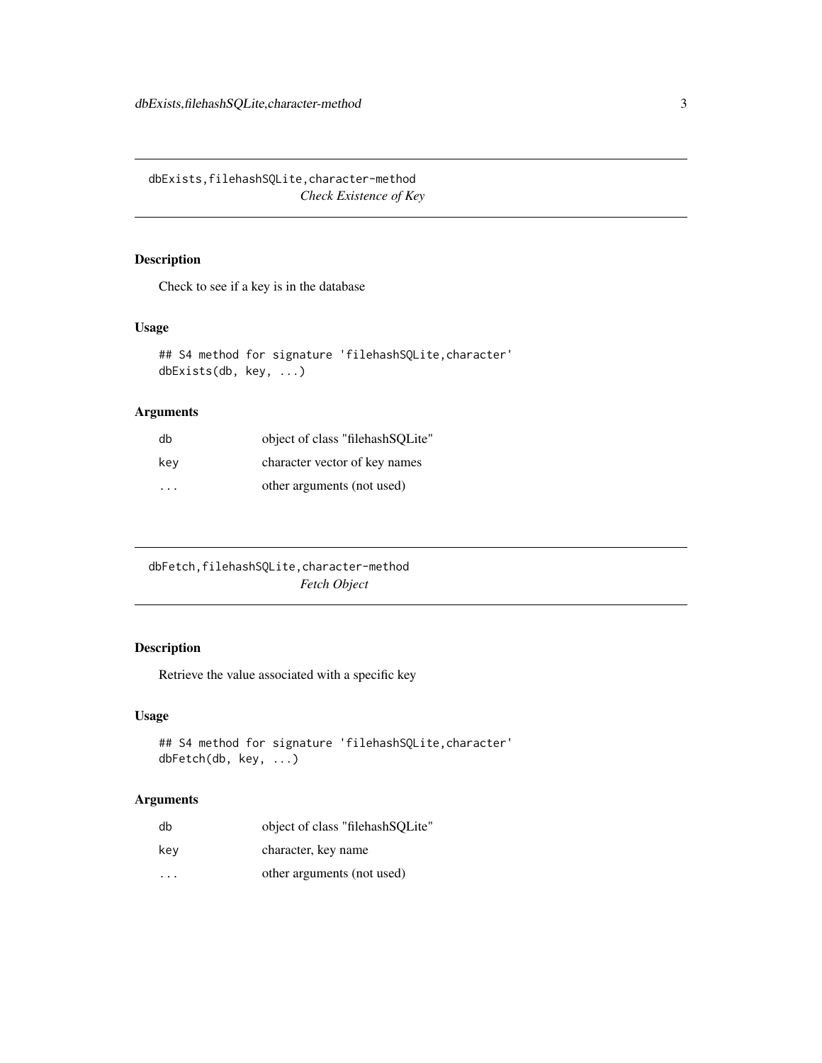## dbExists,filehashSQLite,character-method

*Check Existence of Key*

### Description

Check to see if a key is in the database

### Usage

```
## S4 method for signature 'filehashSQLite,character'
dbExists(db, key, ...)
```

### Arguments

| | |
|---|---|
| db | object of class "filehashSQLite" |
| key | character vector of key names |
| ... | other arguments (not used) |

## dbFetch,filehashSQLite,character-method

*Fetch Object*

### Description

Retrieve the value associated with a specific key

### Usage

```
## S4 method for signature 'filehashSQLite,character'
dbFetch(db, key, ...)
```

### Arguments

| | |
|---|---|
| db | object of class "filehashSQLite" |
| key | character, key name |
| ... | other arguments (not used) |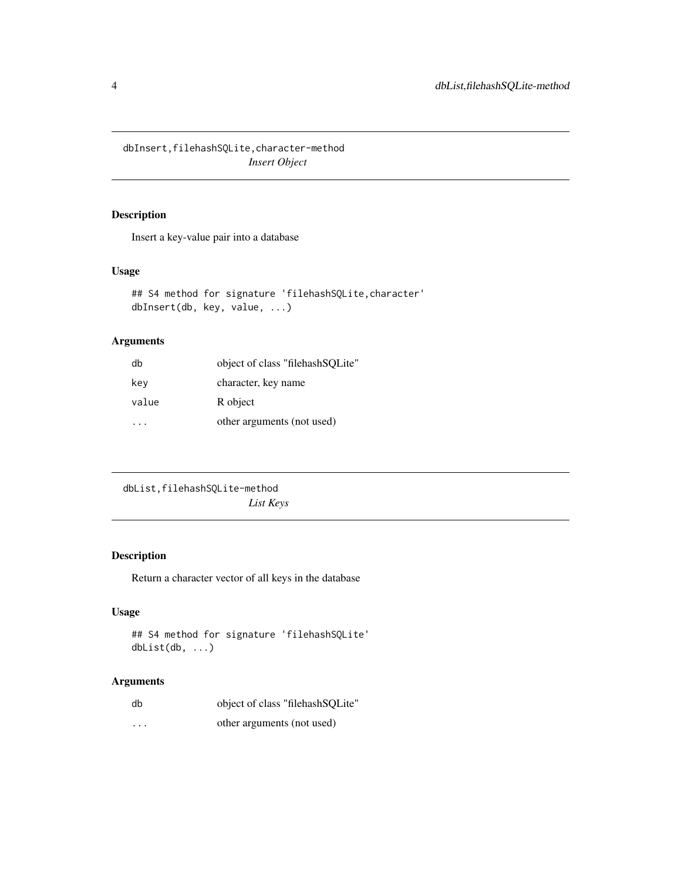## dbInsert,filehashSQLite,character-method

*Insert Object*

### Description

Insert a key-value pair into a database

### Usage

```
## S4 method for signature 'filehashSQLite,character'
dbInsert(db, key, value, ...)
```

### Arguments

| | |
|---|---|
| db | object of class "filehashSQLite" |
| key | character, key name |
| value | R object |
| ... | other arguments (not used) |

## dbList,filehashSQLite-method

*List Keys*

### Description

Return a character vector of all keys in the database

### Usage

```
## S4 method for signature 'filehashSQLite'
dbList(db, ...)
```

### Arguments

| | |
|---|---|
| db | object of class "filehashSQLite" |
| ... | other arguments (not used) |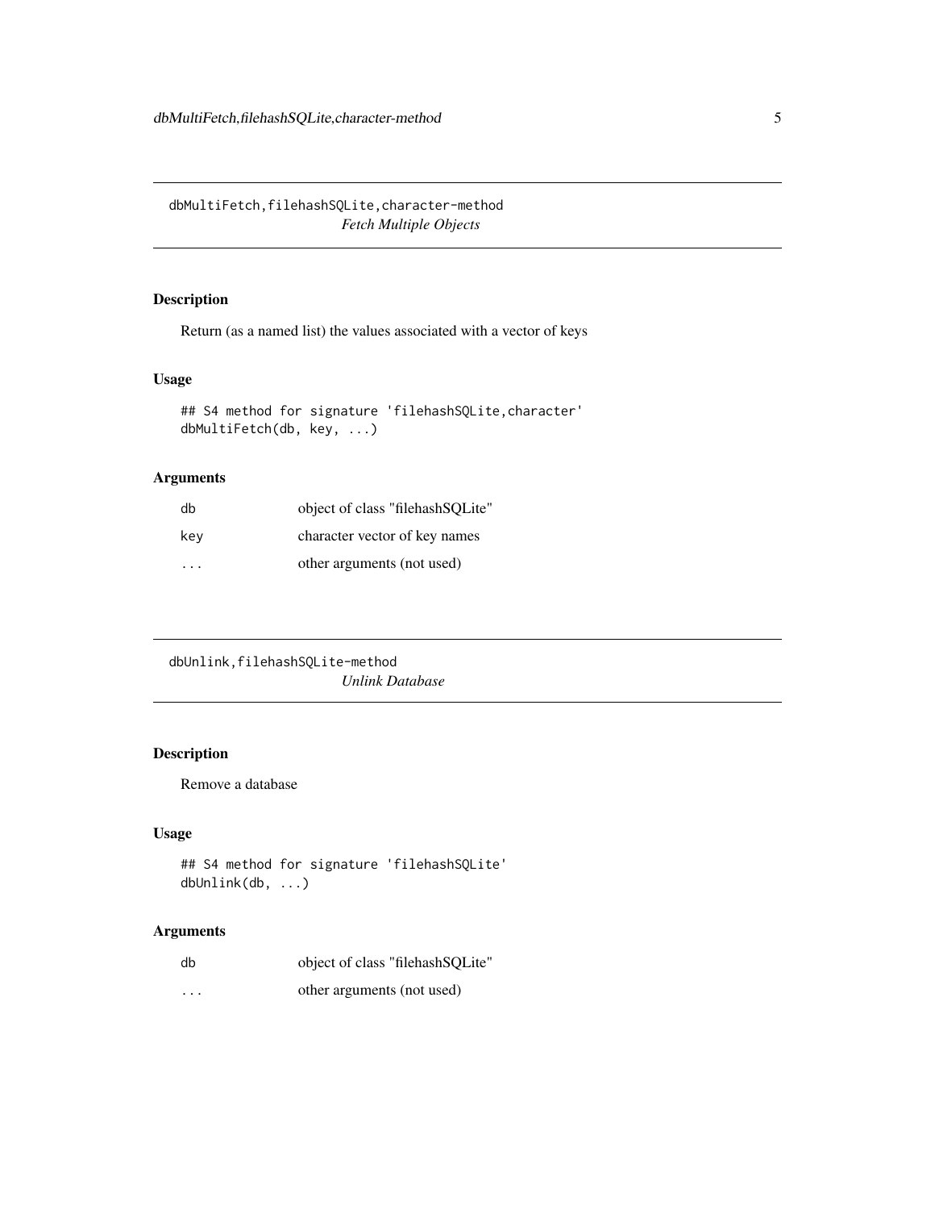## dbMultiFetch,filehashSQLite,character-method

*Fetch Multiple Objects*

### Description

Return (as a named list) the values associated with a vector of keys

### Usage

```
## S4 method for signature 'filehashSQLite,character'
dbMultiFetch(db, key, ...)
```

### Arguments

| | |
|---|---|
| db | object of class "filehashSQLite" |
| key | character vector of key names |
| ... | other arguments (not used) |

## dbUnlink,filehashSQLite-method

*Unlink Database*

### Description

Remove a database

### Usage

```
## S4 method for signature 'filehashSQLite'
dbUnlink(db, ...)
```

### Arguments

| | |
|---|---|
| db | object of class "filehashSQLite" |
| ... | other arguments (not used) |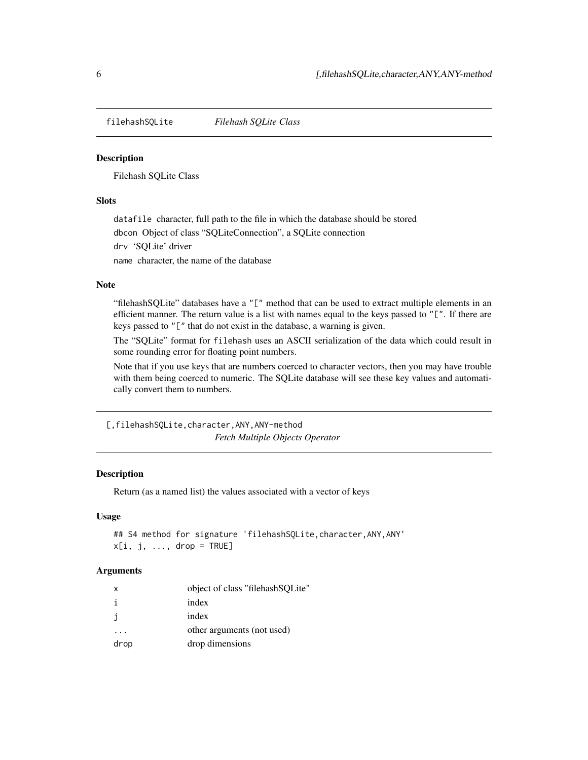## filehashSQLite *Filehash SQLite Class*

### Description

Filehash SQLite Class

### Slots

`datafile` character, full path to the file in which the database should be stored

`dbcon` Object of class "SQLiteConnection", a SQLite connection

`drv` 'SQLite' driver

`name` character, the name of the database

### Note

"filehashSQLite" databases have a `"["` method that can be used to extract multiple elements in an efficient manner. The return value is a list with names equal to the keys passed to `"["`. If there are keys passed to `"["` that do not exist in the database, a warning is given.

The "SQLite" format for `filehash` uses an ASCII serialization of the data which could result in some rounding error for floating point numbers.

Note that if you use keys that are numbers coerced to character vectors, then you may have trouble with them being coerced to numeric. The SQLite database will see these key values and automatically convert them to numbers.

## [,filehashSQLite,character,ANY,ANY-method *Fetch Multiple Objects Operator*

### Description

Return (as a named list) the values associated with a vector of keys

### Usage

```
## S4 method for signature 'filehashSQLite,character,ANY,ANY'
x[i, j, ..., drop = TRUE]
```

### Arguments

| | |
|---|---|
| x | object of class "filehashSQLite" |
| i | index |
| j | index |
| ... | other arguments (not used) |
| drop | drop dimensions |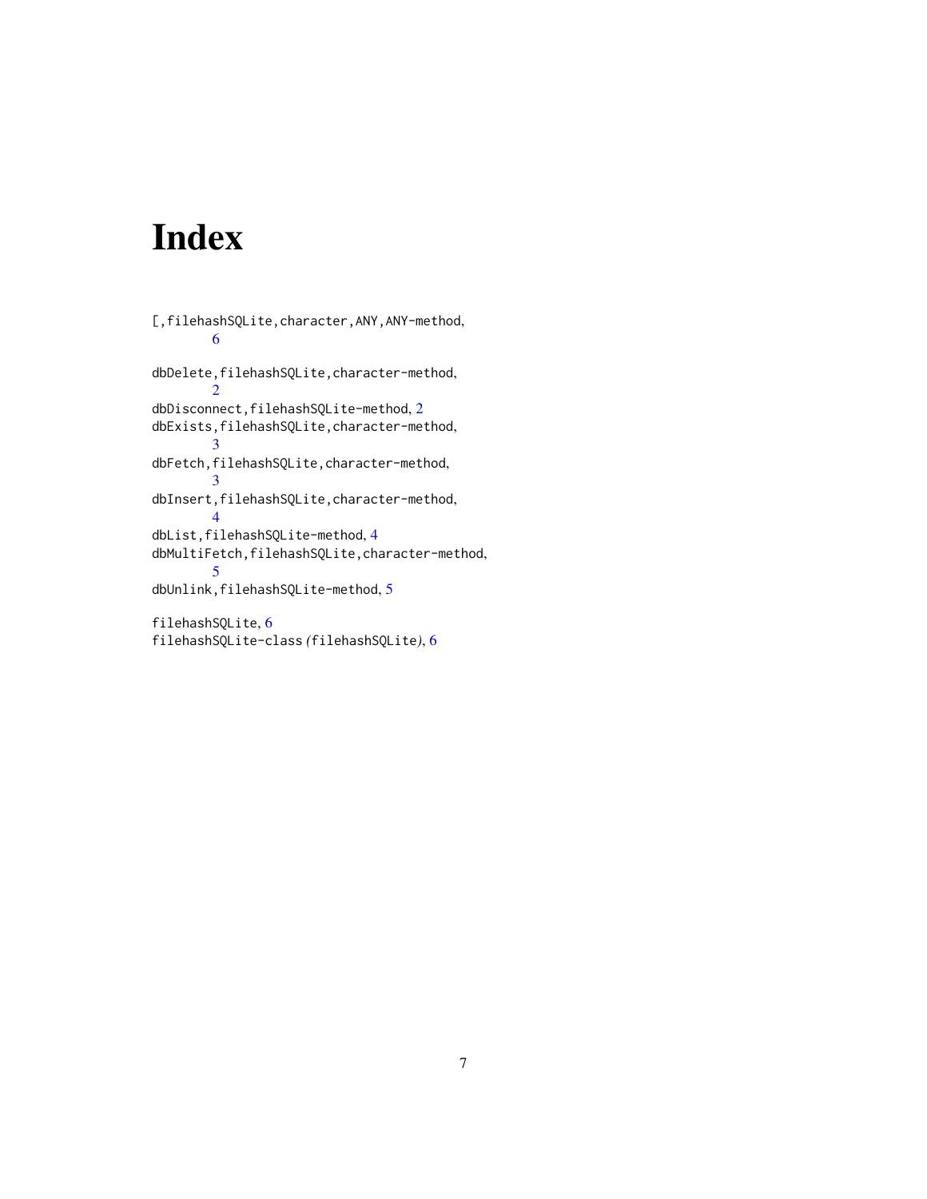# Index

[,filehashSQLite,character,ANY,ANY-method, 6

dbDelete,filehashSQLite,character-method, 2
dbDisconnect,filehashSQLite-method, 2
dbExists,filehashSQLite,character-method, 3
dbFetch,filehashSQLite,character-method, 3
dbInsert,filehashSQLite,character-method, 4
dbList,filehashSQLite-method, 4
dbMultiFetch,filehashSQLite,character-method, 5
dbUnlink,filehashSQLite-method, 5

filehashSQLite, 6
filehashSQLite-class *(filehashSQLite)*, 6